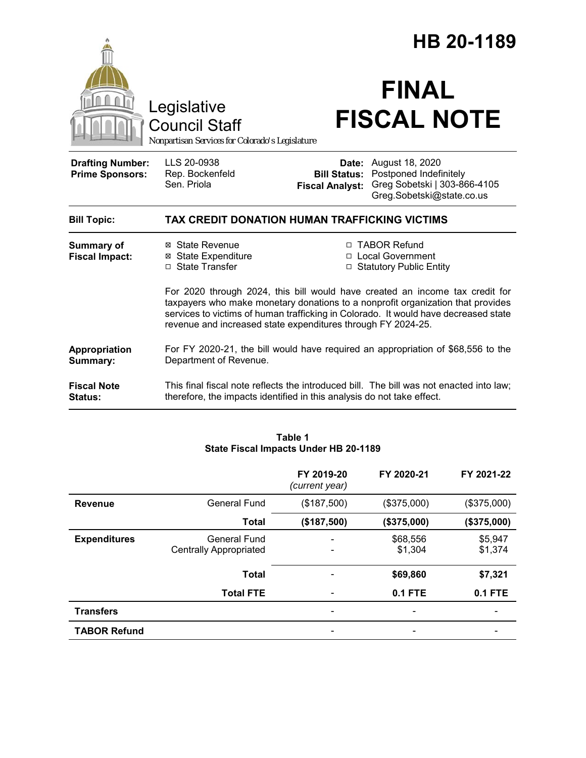# HB 20-1189

Legislative Council Staff

*Nonpartisan Services for Colorado's Legislature*

# FINAL FISCAL NOTE

| | | | |
|---|---|---|---|
| **Drafting Number:** | LLS 20-0938 | **Date:** | August 18, 2020 |
| **Prime Sponsors:** | Rep. Bockenfeld<br>Sen. Priola | **Bill Status:** | Postponed Indefinitely |
| | | **Fiscal Analyst:** | Greg Sobetski \| 303-866-4105<br>Greg.Sobetski@state.co.us |

| | |
|---|---|
| **Bill Topic:** | **TAX CREDIT DONATION HUMAN TRAFFICKING VICTIMS** |
| **Summary of Fiscal Impact:** | ☒ State Revenue<br>☒ State Expenditure<br>☐ State Transfer<br>☐ TABOR Refund<br>☐ Local Government<br>☐ Statutory Public Entity<br><br>For 2020 through 2024, this bill would have created an income tax credit for taxpayers who make monetary donations to a nonprofit organization that provides services to victims of human trafficking in Colorado. It would have decreased state revenue and increased state expenditures through FY 2024-25. |
| **Appropriation Summary:** | For FY 2020-21, the bill would have required an appropriation of $68,556 to the Department of Revenue. |
| **Fiscal Note Status:** | This final fiscal note reflects the introduced bill. The bill was not enacted into law; therefore, the impacts identified in this analysis do not take effect. |

**Table 1**
**State Fiscal Impacts Under HB 20-1189**

| | | FY 2019-20 *(current year)* | FY 2020-21 | FY 2021-22 |
|---|---|---|---|---|
| **Revenue** | General Fund | ($187,500) | ($375,000) | ($375,000) |
| | **Total** | **($187,500)** | **($375,000)** | **($375,000)** |
| **Expenditures** | General Fund | - | $68,556 | $5,947 |
| | Centrally Appropriated | - | $1,304 | $1,374 |
| | **Total** | - | **$69,860** | **$7,321** |
| | **Total FTE** | - | **0.1 FTE** | **0.1 FTE** |
| **Transfers** | | - | - | - |
| **TABOR Refund** | | - | - | - |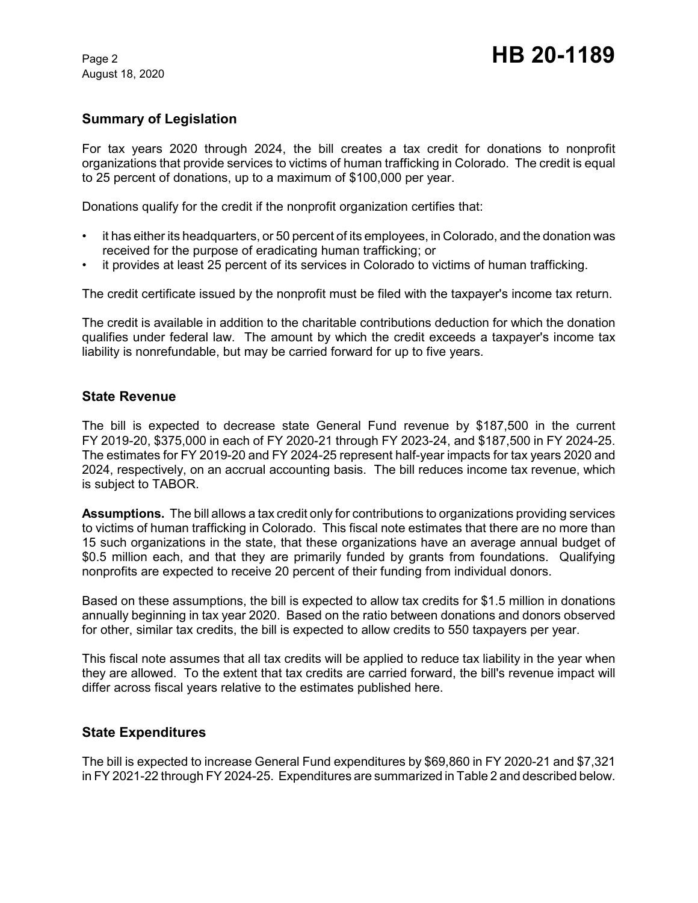## Summary of Legislation

For tax years 2020 through 2024, the bill creates a tax credit for donations to nonprofit organizations that provide services to victims of human trafficking in Colorado. The credit is equal to 25 percent of donations, up to a maximum of $100,000 per year.

Donations qualify for the credit if the nonprofit organization certifies that:

- it has either its headquarters, or 50 percent of its employees, in Colorado, and the donation was received for the purpose of eradicating human trafficking; or
- it provides at least 25 percent of its services in Colorado to victims of human trafficking.

The credit certificate issued by the nonprofit must be filed with the taxpayer's income tax return.

The credit is available in addition to the charitable contributions deduction for which the donation qualifies under federal law. The amount by which the credit exceeds a taxpayer's income tax liability is nonrefundable, but may be carried forward for up to five years.

## State Revenue

The bill is expected to decrease state General Fund revenue by $187,500 in the current FY 2019-20, $375,000 in each of FY 2020-21 through FY 2023-24, and $187,500 in FY 2024-25. The estimates for FY 2019-20 and FY 2024-25 represent half-year impacts for tax years 2020 and 2024, respectively, on an accrual accounting basis. The bill reduces income tax revenue, which is subject to TABOR.

**Assumptions.** The bill allows a tax credit only for contributions to organizations providing services to victims of human trafficking in Colorado. This fiscal note estimates that there are no more than 15 such organizations in the state, that these organizations have an average annual budget of $0.5 million each, and that they are primarily funded by grants from foundations. Qualifying nonprofits are expected to receive 20 percent of their funding from individual donors.

Based on these assumptions, the bill is expected to allow tax credits for $1.5 million in donations annually beginning in tax year 2020. Based on the ratio between donations and donors observed for other, similar tax credits, the bill is expected to allow credits to 550 taxpayers per year.

This fiscal note assumes that all tax credits will be applied to reduce tax liability in the year when they are allowed. To the extent that tax credits are carried forward, the bill's revenue impact will differ across fiscal years relative to the estimates published here.

## State Expenditures

The bill is expected to increase General Fund expenditures by $69,860 in FY 2020-21 and $7,321 in FY 2021-22 through FY 2024-25. Expenditures are summarized in Table 2 and described below.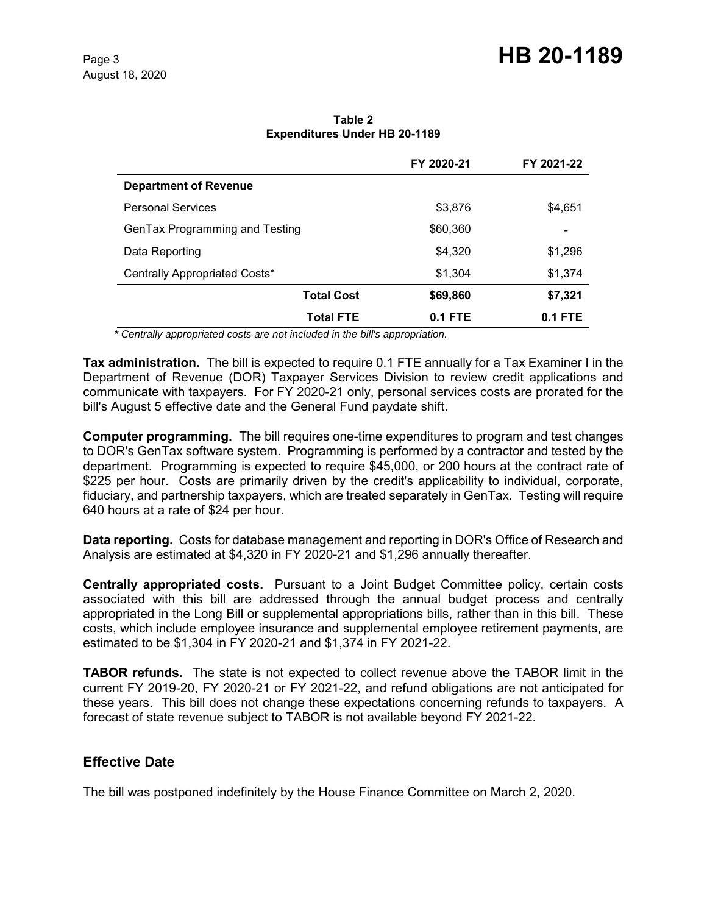**Table 2**
**Expenditures Under HB 20-1189**

| | FY 2020-21 | FY 2021-22 |
|---|---|---|
| **Department of Revenue** | | |
| Personal Services | \$3,876 | \$4,651 |
| GenTax Programming and Testing | \$60,360 | - |
| Data Reporting | \$4,320 | \$1,296 |
| Centrally Appropriated Costs* | \$1,304 | \$1,374 |
| **Total Cost** | **\$69,860** | **\$7,321** |
| **Total FTE** | **0.1 FTE** | **0.1 FTE** |

*\* Centrally appropriated costs are not included in the bill's appropriation.*

**Tax administration.** The bill is expected to require 0.1 FTE annually for a Tax Examiner I in the Department of Revenue (DOR) Taxpayer Services Division to review credit applications and communicate with taxpayers. For FY 2020-21 only, personal services costs are prorated for the bill's August 5 effective date and the General Fund paydate shift.

**Computer programming.** The bill requires one-time expenditures to program and test changes to DOR's GenTax software system. Programming is performed by a contractor and tested by the department. Programming is expected to require \$45,000, or 200 hours at the contract rate of \$225 per hour. Costs are primarily driven by the credit's applicability to individual, corporate, fiduciary, and partnership taxpayers, which are treated separately in GenTax. Testing will require 640 hours at a rate of \$24 per hour.

**Data reporting.** Costs for database management and reporting in DOR's Office of Research and Analysis are estimated at \$4,320 in FY 2020-21 and \$1,296 annually thereafter.

**Centrally appropriated costs.** Pursuant to a Joint Budget Committee policy, certain costs associated with this bill are addressed through the annual budget process and centrally appropriated in the Long Bill or supplemental appropriations bills, rather than in this bill. These costs, which include employee insurance and supplemental employee retirement payments, are estimated to be \$1,304 in FY 2020-21 and \$1,374 in FY 2021-22.

**TABOR refunds.** The state is not expected to collect revenue above the TABOR limit in the current FY 2019-20, FY 2020-21 or FY 2021-22, and refund obligations are not anticipated for these years. This bill does not change these expectations concerning refunds to taxpayers. A forecast of state revenue subject to TABOR is not available beyond FY 2021-22.

## Effective Date

The bill was postponed indefinitely by the House Finance Committee on March 2, 2020.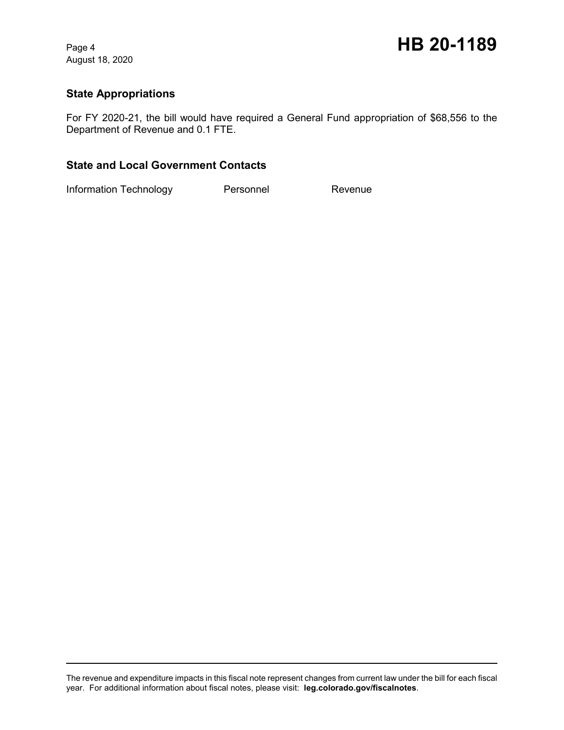## State Appropriations

For FY 2020-21, the bill would have required a General Fund appropriation of $68,556 to the Department of Revenue and 0.1 FTE.

## State and Local Government Contacts

Information Technology    Personnel    Revenue

The revenue and expenditure impacts in this fiscal note represent changes from current law under the bill for each fiscal year. For additional information about fiscal notes, please visit: **leg.colorado.gov/fiscalnotes**.